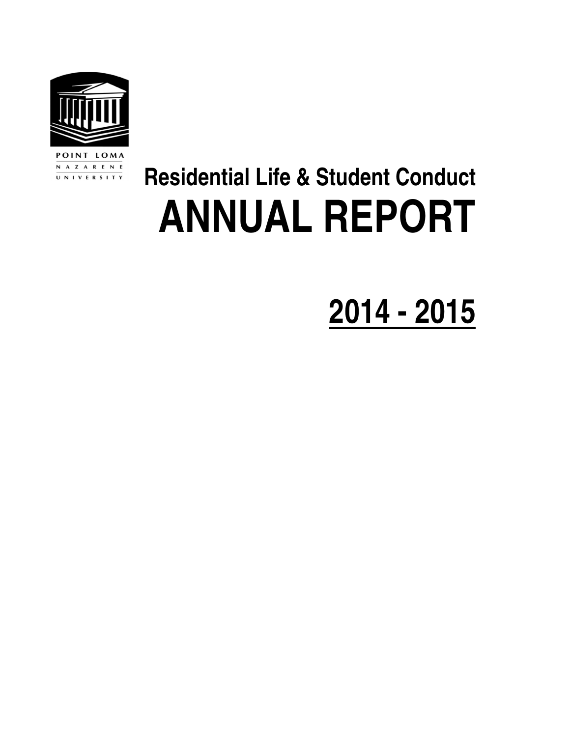POINT LOMA NAZARENE UNIVERSITY

## Residential Life & Student Conduct

# ANNUAL REPORT

## 2014 - 2015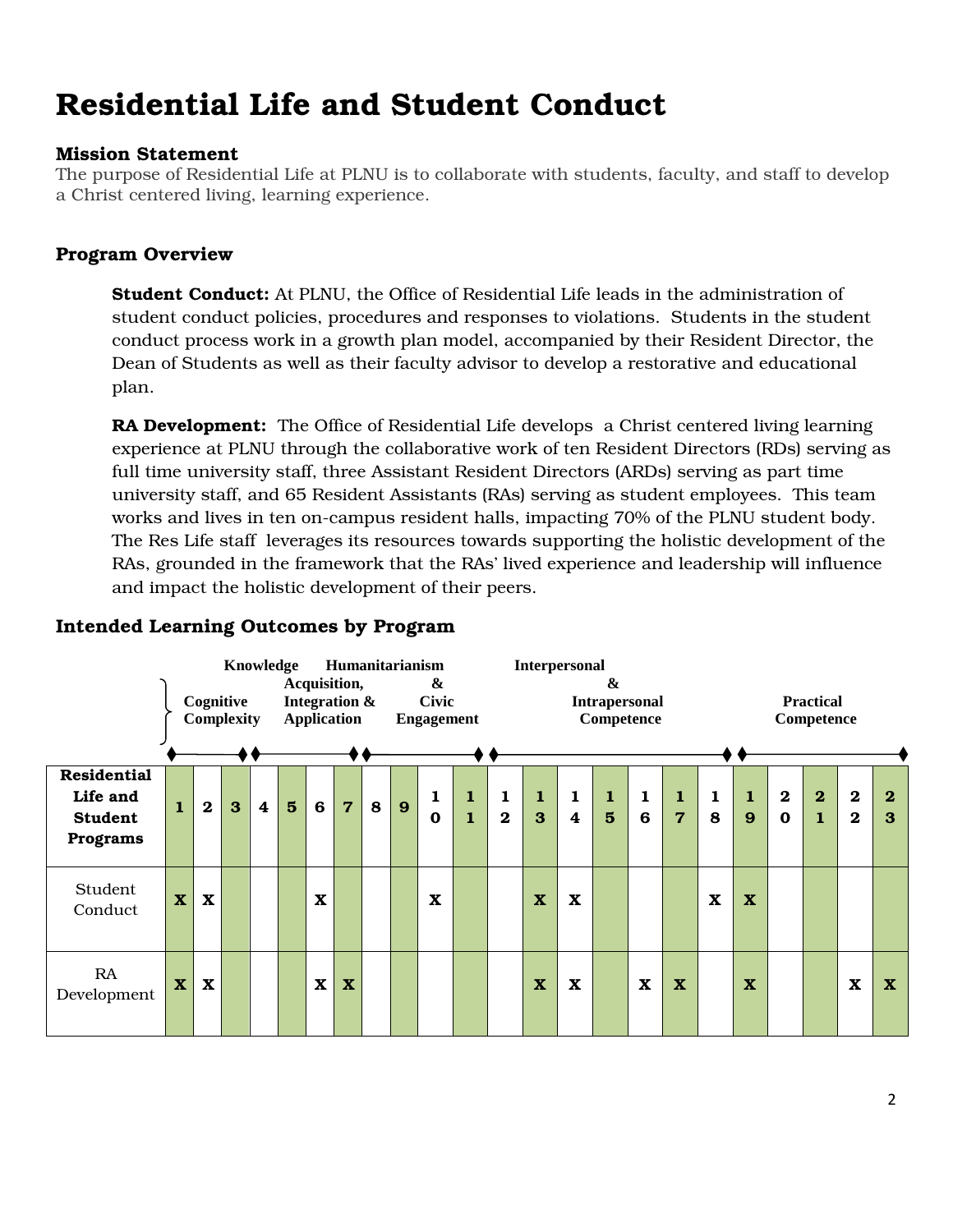# Residential Life and Student Conduct

### Mission Statement

The purpose of Residential Life at PLNU is to collaborate with students, faculty, and staff to develop a Christ centered living, learning experience.

### Program Overview

**Student Conduct:** At PLNU, the Office of Residential Life leads in the administration of student conduct policies, procedures and responses to violations. Students in the student conduct process work in a growth plan model, accompanied by their Resident Director, the Dean of Students as well as their faculty advisor to develop a restorative and educational plan.

**RA Development:** The Office of Residential Life develops a Christ centered living learning experience at PLNU through the collaborative work of ten Resident Directors (RDs) serving as full time university staff, three Assistant Resident Directors (ARDs) serving as part time university staff, and 65 Resident Assistants (RAs) serving as student employees. This team works and lives in ten on-campus resident halls, impacting 70% of the PLNU student body. The Res Life staff leverages its resources towards supporting the holistic development of the RAs, grounded in the framework that the RAs' lived experience and leadership will influence and impact the holistic development of their peers.

### Intended Learning Outcomes by Program

| | Cognitive Complexity | | | Knowledge Acquisition, Integration & Application | | | | Humanitarianism & Civic Engagement | | | | Interpersonal & Intrapersonal Competence | | | | | | | Practical Competence | | | | |
|---|---|---|---|---|---|---|---|---|---|---|---|---|---|---|---|---|---|---|---|---|---|---|---|
| **Residential Life and Student Programs** | **1** | **2** | **3** | **4** | **5** | **6** | **7** | **8** | **9** | **10** | **11** | **12** | **13** | **14** | **15** | **16** | **17** | **18** | **19** | **20** | **21** | **22** | **23** |
| Student Conduct | **X** | **X** | | | | **X** | | | | **X** | | | **X** | **X** | | | | **X** | **X** | | | | |
| RA Development | **X** | **X** | | | | **X** | **X** | | | | | | **X** | **X** | | **X** | **X** | | **X** | | | **X** | **X** |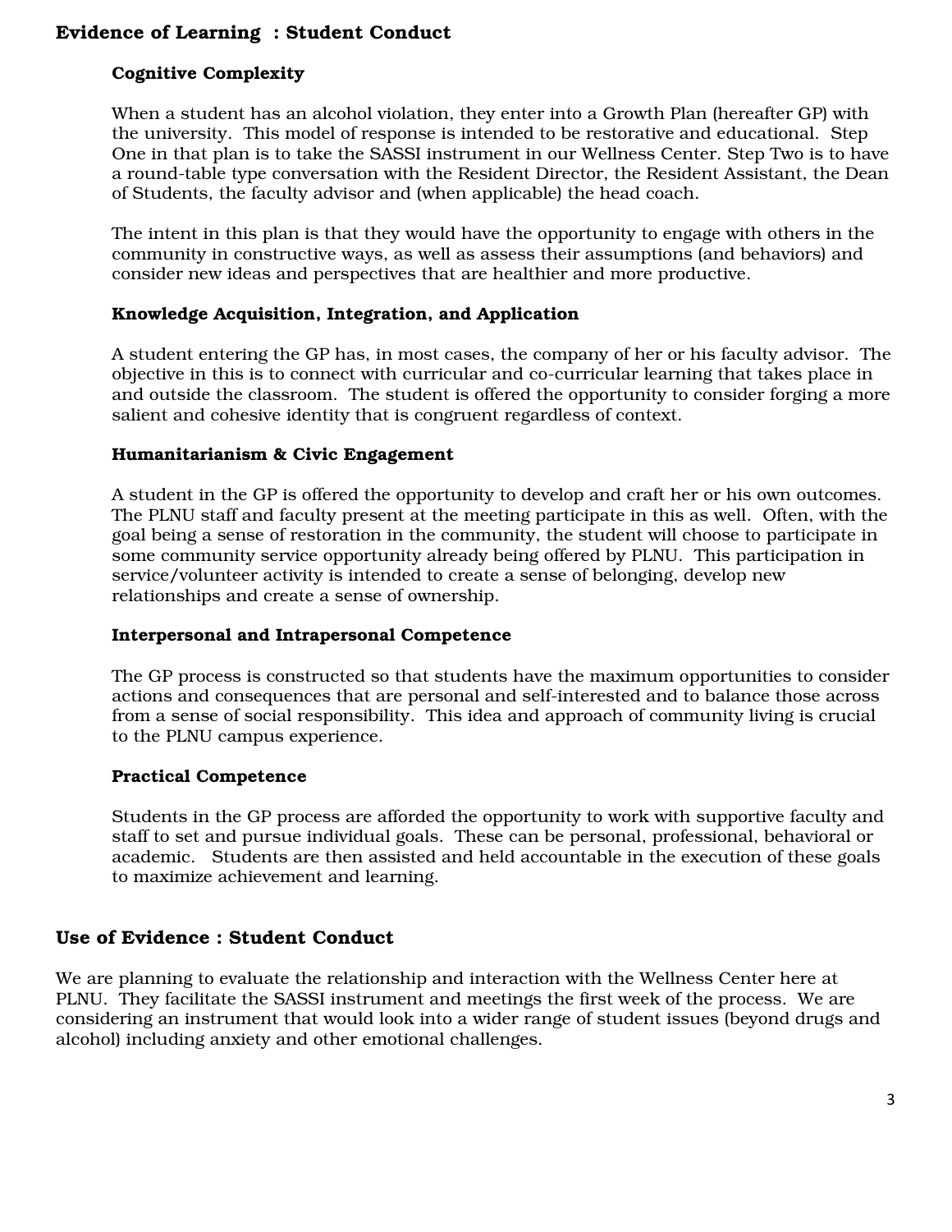## Evidence of Learning : Student Conduct

### Cognitive Complexity

When a student has an alcohol violation, they enter into a Growth Plan (hereafter GP) with the university. This model of response is intended to be restorative and educational. Step One in that plan is to take the SASSI instrument in our Wellness Center. Step Two is to have a round-table type conversation with the Resident Director, the Resident Assistant, the Dean of Students, the faculty advisor and (when applicable) the head coach.

The intent in this plan is that they would have the opportunity to engage with others in the community in constructive ways, as well as assess their assumptions (and behaviors) and consider new ideas and perspectives that are healthier and more productive.

### Knowledge Acquisition, Integration, and Application

A student entering the GP has, in most cases, the company of her or his faculty advisor. The objective in this is to connect with curricular and co-curricular learning that takes place in and outside the classroom. The student is offered the opportunity to consider forging a more salient and cohesive identity that is congruent regardless of context.

### Humanitarianism & Civic Engagement

A student in the GP is offered the opportunity to develop and craft her or his own outcomes. The PLNU staff and faculty present at the meeting participate in this as well. Often, with the goal being a sense of restoration in the community, the student will choose to participate in some community service opportunity already being offered by PLNU. This participation in service/volunteer activity is intended to create a sense of belonging, develop new relationships and create a sense of ownership.

### Interpersonal and Intrapersonal Competence

The GP process is constructed so that students have the maximum opportunities to consider actions and consequences that are personal and self-interested and to balance those across from a sense of social responsibility. This idea and approach of community living is crucial to the PLNU campus experience.

### Practical Competence

Students in the GP process are afforded the opportunity to work with supportive faculty and staff to set and pursue individual goals. These can be personal, professional, behavioral or academic. Students are then assisted and held accountable in the execution of these goals to maximize achievement and learning.

## Use of Evidence : Student Conduct

We are planning to evaluate the relationship and interaction with the Wellness Center here at PLNU. They facilitate the SASSI instrument and meetings the first week of the process. We are considering an instrument that would look into a wider range of student issues (beyond drugs and alcohol) including anxiety and other emotional challenges.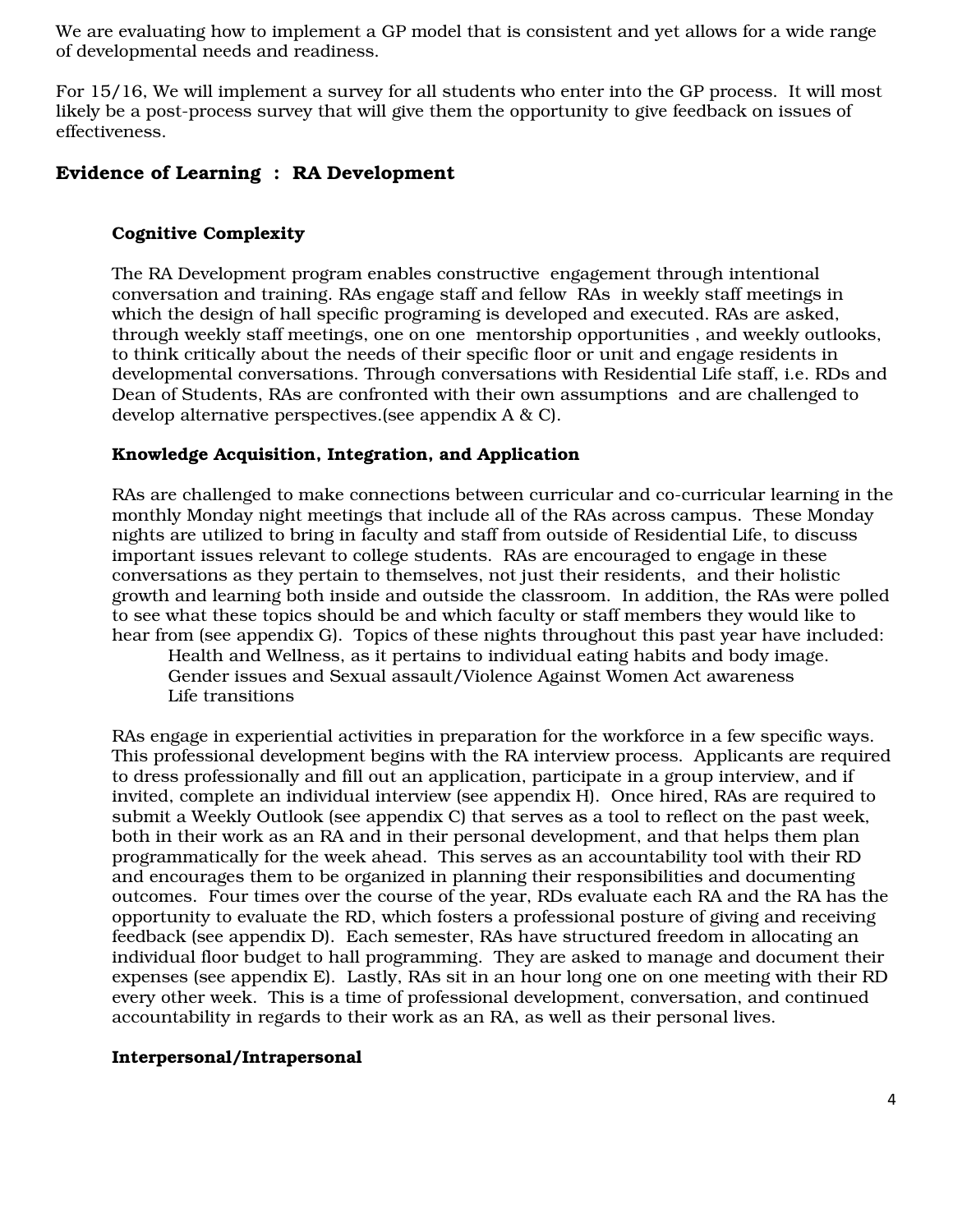We are evaluating how to implement a GP model that is consistent and yet allows for a wide range of developmental needs and readiness.

For 15/16, We will implement a survey for all students who enter into the GP process. It will most likely be a post-process survey that will give them the opportunity to give feedback on issues of effectiveness.

## Evidence of Learning : RA Development

### Cognitive Complexity

The RA Development program enables constructive engagement through intentional conversation and training. RAs engage staff and fellow RAs in weekly staff meetings in which the design of hall specific programing is developed and executed. RAs are asked, through weekly staff meetings, one on one mentorship opportunities , and weekly outlooks, to think critically about the needs of their specific floor or unit and engage residents in developmental conversations. Through conversations with Residential Life staff, i.e. RDs and Dean of Students, RAs are confronted with their own assumptions and are challenged to develop alternative perspectives.(see appendix A & C).

### Knowledge Acquisition, Integration, and Application

RAs are challenged to make connections between curricular and co-curricular learning in the monthly Monday night meetings that include all of the RAs across campus. These Monday nights are utilized to bring in faculty and staff from outside of Residential Life, to discuss important issues relevant to college students. RAs are encouraged to engage in these conversations as they pertain to themselves, not just their residents, and their holistic growth and learning both inside and outside the classroom. In addition, the RAs were polled to see what these topics should be and which faculty or staff members they would like to hear from (see appendix G). Topics of these nights throughout this past year have included:

- Health and Wellness, as it pertains to individual eating habits and body image.
- Gender issues and Sexual assault/Violence Against Women Act awareness
- Life transitions

RAs engage in experiential activities in preparation for the workforce in a few specific ways. This professional development begins with the RA interview process. Applicants are required to dress professionally and fill out an application, participate in a group interview, and if invited, complete an individual interview (see appendix H). Once hired, RAs are required to submit a Weekly Outlook (see appendix C) that serves as a tool to reflect on the past week, both in their work as an RA and in their personal development, and that helps them plan programmatically for the week ahead. This serves as an accountability tool with their RD and encourages them to be organized in planning their responsibilities and documenting outcomes. Four times over the course of the year, RDs evaluate each RA and the RA has the opportunity to evaluate the RD, which fosters a professional posture of giving and receiving feedback (see appendix D). Each semester, RAs have structured freedom in allocating an individual floor budget to hall programming. They are asked to manage and document their expenses (see appendix E). Lastly, RAs sit in an hour long one on one meeting with their RD every other week. This is a time of professional development, conversation, and continued accountability in regards to their work as an RA, as well as their personal lives.

### Interpersonal/Intrapersonal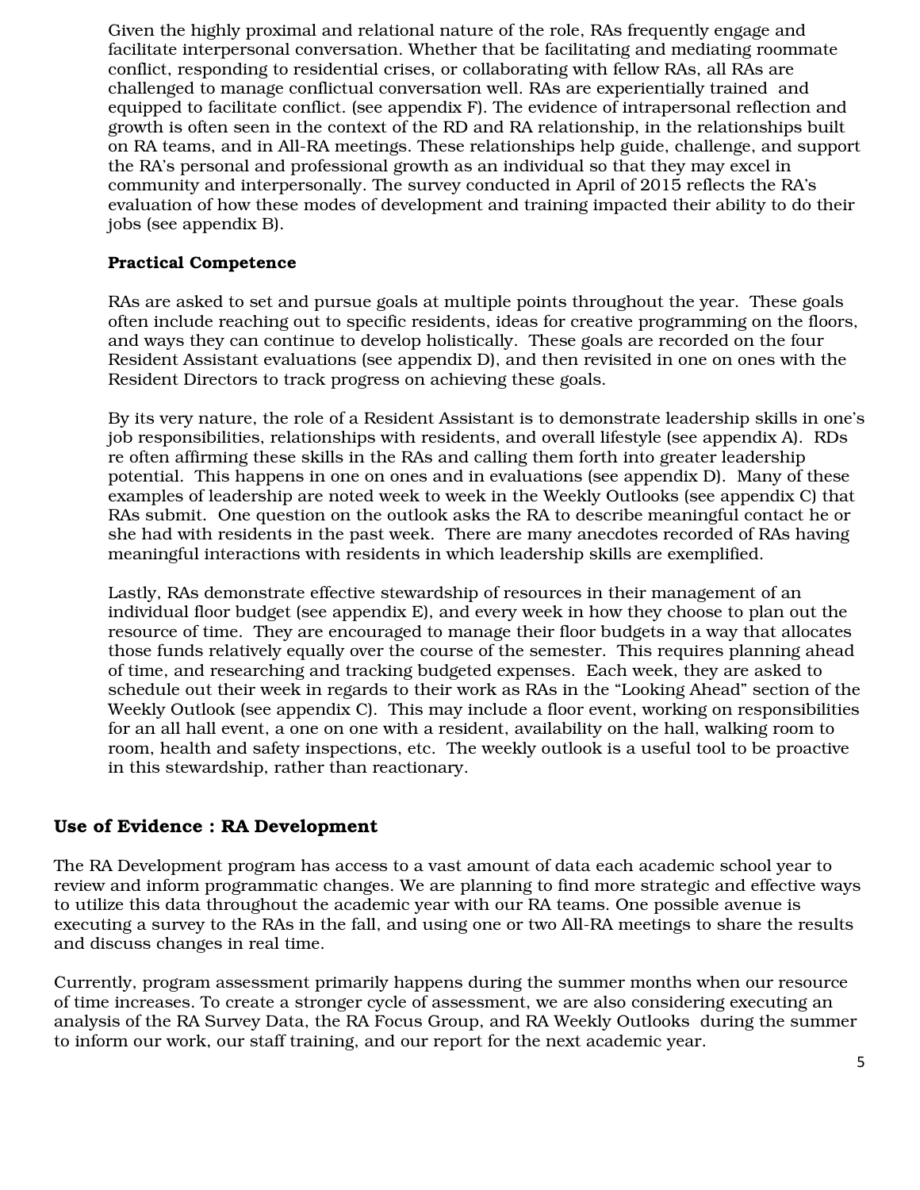Given the highly proximal and relational nature of the role, RAs frequently engage and facilitate interpersonal conversation. Whether that be facilitating and mediating roommate conflict, responding to residential crises, or collaborating with fellow RAs, all RAs are challenged to manage conflictual conversation well. RAs are experientially trained and equipped to facilitate conflict. (see appendix F). The evidence of intrapersonal reflection and growth is often seen in the context of the RD and RA relationship, in the relationships built on RA teams, and in All-RA meetings. These relationships help guide, challenge, and support the RA's personal and professional growth as an individual so that they may excel in community and interpersonally. The survey conducted in April of 2015 reflects the RA's evaluation of how these modes of development and training impacted their ability to do their jobs (see appendix B).

**Practical Competence**

RAs are asked to set and pursue goals at multiple points throughout the year. These goals often include reaching out to specific residents, ideas for creative programming on the floors, and ways they can continue to develop holistically. These goals are recorded on the four Resident Assistant evaluations (see appendix D), and then revisited in one on ones with the Resident Directors to track progress on achieving these goals.

By its very nature, the role of a Resident Assistant is to demonstrate leadership skills in one's job responsibilities, relationships with residents, and overall lifestyle (see appendix A). RDs re often affirming these skills in the RAs and calling them forth into greater leadership potential. This happens in one on ones and in evaluations (see appendix D). Many of these examples of leadership are noted week to week in the Weekly Outlooks (see appendix C) that RAs submit. One question on the outlook asks the RA to describe meaningful contact he or she had with residents in the past week. There are many anecdotes recorded of RAs having meaningful interactions with residents in which leadership skills are exemplified.

Lastly, RAs demonstrate effective stewardship of resources in their management of an individual floor budget (see appendix E), and every week in how they choose to plan out the resource of time. They are encouraged to manage their floor budgets in a way that allocates those funds relatively equally over the course of the semester. This requires planning ahead of time, and researching and tracking budgeted expenses. Each week, they are asked to schedule out their week in regards to their work as RAs in the "Looking Ahead" section of the Weekly Outlook (see appendix C). This may include a floor event, working on responsibilities for an all hall event, a one on one with a resident, availability on the hall, walking room to room, health and safety inspections, etc. The weekly outlook is a useful tool to be proactive in this stewardship, rather than reactionary.

## Use of Evidence : RA Development

The RA Development program has access to a vast amount of data each academic school year to review and inform programmatic changes. We are planning to find more strategic and effective ways to utilize this data throughout the academic year with our RA teams. One possible avenue is executing a survey to the RAs in the fall, and using one or two All-RA meetings to share the results and discuss changes in real time.

Currently, program assessment primarily happens during the summer months when our resource of time increases. To create a stronger cycle of assessment, we are also considering executing an analysis of the RA Survey Data, the RA Focus Group, and RA Weekly Outlooks during the summer to inform our work, our staff training, and our report for the next academic year.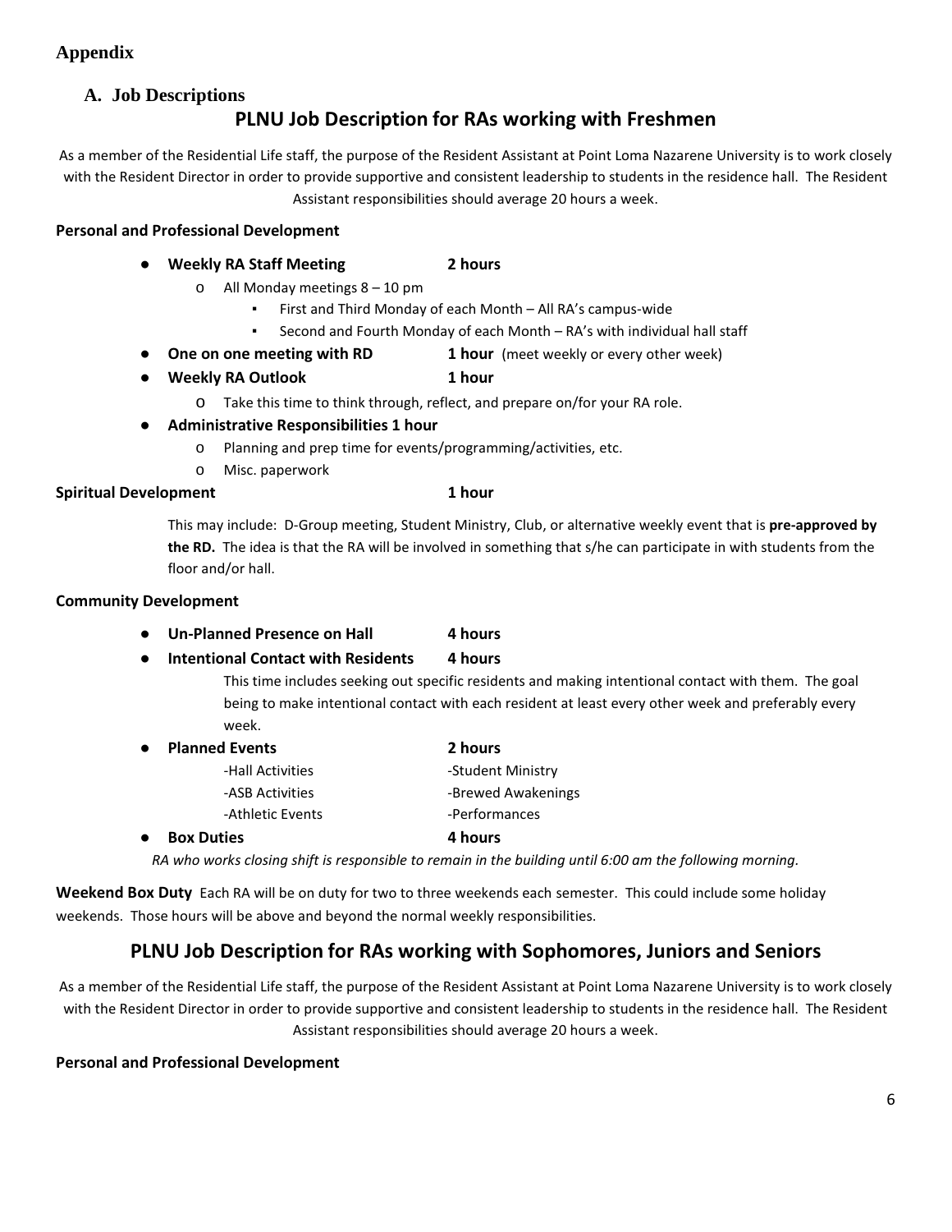# Appendix

## A. Job Descriptions

### PLNU Job Description for RAs working with Freshmen

As a member of the Residential Life staff, the purpose of the Resident Assistant at Point Loma Nazarene University is to work closely with the Resident Director in order to provide supportive and consistent leadership to students in the residence hall. The Resident Assistant responsibilities should average 20 hours a week.

**Personal and Professional Development**

- **Weekly RA Staff Meeting** **2 hours**
  - All Monday meetings 8 – 10 pm
    - First and Third Monday of each Month – All RA's campus-wide
    - Second and Fourth Monday of each Month – RA's with individual hall staff
- **One on one meeting with RD** **1 hour** (meet weekly or every other week)
- **Weekly RA Outlook** **1 hour**
  - Take this time to think through, reflect, and prepare on/for your RA role.
- **Administrative Responsibilities 1 hour**
  - Planning and prep time for events/programming/activities, etc.
  - Misc. paperwork

**Spiritual Development** **1 hour**

This may include: D-Group meeting, Student Ministry, Club, or alternative weekly event that is **pre-approved by the RD.** The idea is that the RA will be involved in something that s/he can participate in with students from the floor and/or hall.

**Community Development**

- **Un-Planned Presence on Hall** **4 hours**
- **Intentional Contact with Residents** **4 hours**

  This time includes seeking out specific residents and making intentional contact with them. The goal being to make intentional contact with each resident at least every other week and preferably every week.
- **Planned Events** **2 hours**
  - -Hall Activities
  - -ASB Activities
  - -Athletic Events
  - -Student Ministry
  - -Brewed Awakenings
  - -Performances
- **Box Duties** **4 hours**

  *RA who works closing shift is responsible to remain in the building until 6:00 am the following morning.*

**Weekend Box Duty** Each RA will be on duty for two to three weekends each semester. This could include some holiday weekends. Those hours will be above and beyond the normal weekly responsibilities.

### PLNU Job Description for RAs working with Sophomores, Juniors and Seniors

As a member of the Residential Life staff, the purpose of the Resident Assistant at Point Loma Nazarene University is to work closely with the Resident Director in order to provide supportive and consistent leadership to students in the residence hall. The Resident Assistant responsibilities should average 20 hours a week.

**Personal and Professional Development**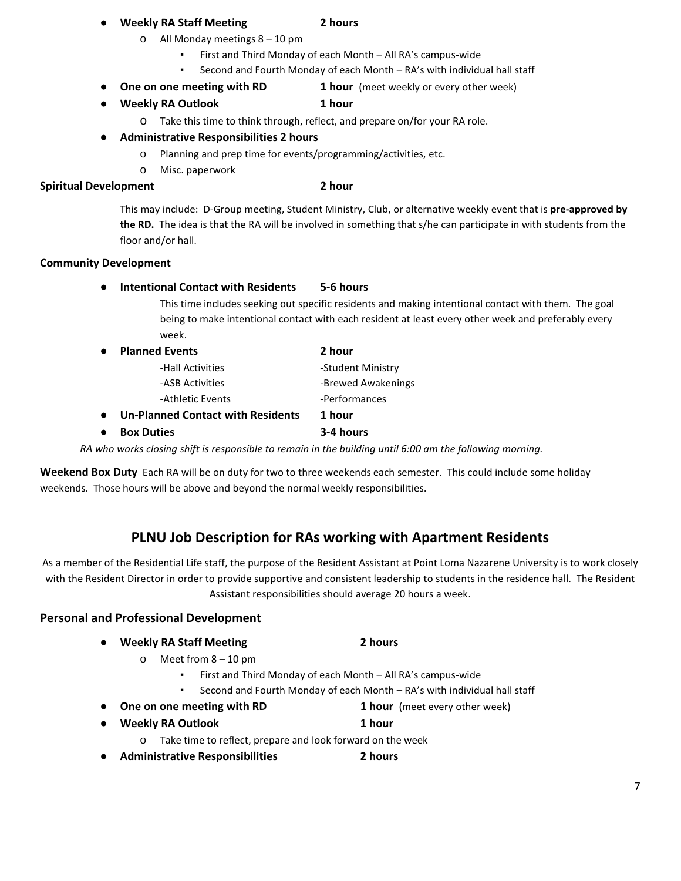- **Weekly RA Staff Meeting** **2 hours**
    - o All Monday meetings 8 – 10 pm
        - ▪ First and Third Monday of each Month – All RA's campus-wide
        - ▪ Second and Fourth Monday of each Month – RA's with individual hall staff
- **One on one meeting with RD** **1 hour** (meet weekly or every other week)
- **Weekly RA Outlook** **1 hour**
    - o Take this time to think through, reflect, and prepare on/for your RA role.
- **Administrative Responsibilities 2 hours**
    - o Planning and prep time for events/programming/activities, etc.
    - o Misc. paperwork

**Spiritual Development** **2 hour**

This may include: D-Group meeting, Student Ministry, Club, or alternative weekly event that is **pre-approved by the RD.** The idea is that the RA will be involved in something that s/he can participate in with students from the floor and/or hall.

**Community Development**

- **Intentional Contact with Residents** **5-6 hours**

  This time includes seeking out specific residents and making intentional contact with them. The goal being to make intentional contact with each resident at least every other week and preferably every week.

- **Planned Events** **2 hour**

  | | |
  |---|---|
  | -Hall Activities | -Student Ministry |
  | -ASB Activities | -Brewed Awakenings |
  | -Athletic Events | -Performances |

- **Un-Planned Contact with Residents** **1 hour**
- **Box Duties** **3-4 hours**

*RA who works closing shift is responsible to remain in the building until 6:00 am the following morning.*

**Weekend Box Duty** Each RA will be on duty for two to three weekends each semester. This could include some holiday weekends. Those hours will be above and beyond the normal weekly responsibilities.

## PLNU Job Description for RAs working with Apartment Residents

As a member of the Residential Life staff, the purpose of the Resident Assistant at Point Loma Nazarene University is to work closely with the Resident Director in order to provide supportive and consistent leadership to students in the residence hall. The Resident Assistant responsibilities should average 20 hours a week.

### Personal and Professional Development

- **Weekly RA Staff Meeting** **2 hours**
    - o Meet from 8 – 10 pm
        - ▪ First and Third Monday of each Month – All RA's campus-wide
        - ▪ Second and Fourth Monday of each Month – RA's with individual hall staff
- **One on one meeting with RD** **1 hour** (meet every other week)
- **Weekly RA Outlook** **1 hour**
    - o Take time to reflect, prepare and look forward on the week
- **Administrative Responsibilities** **2 hours**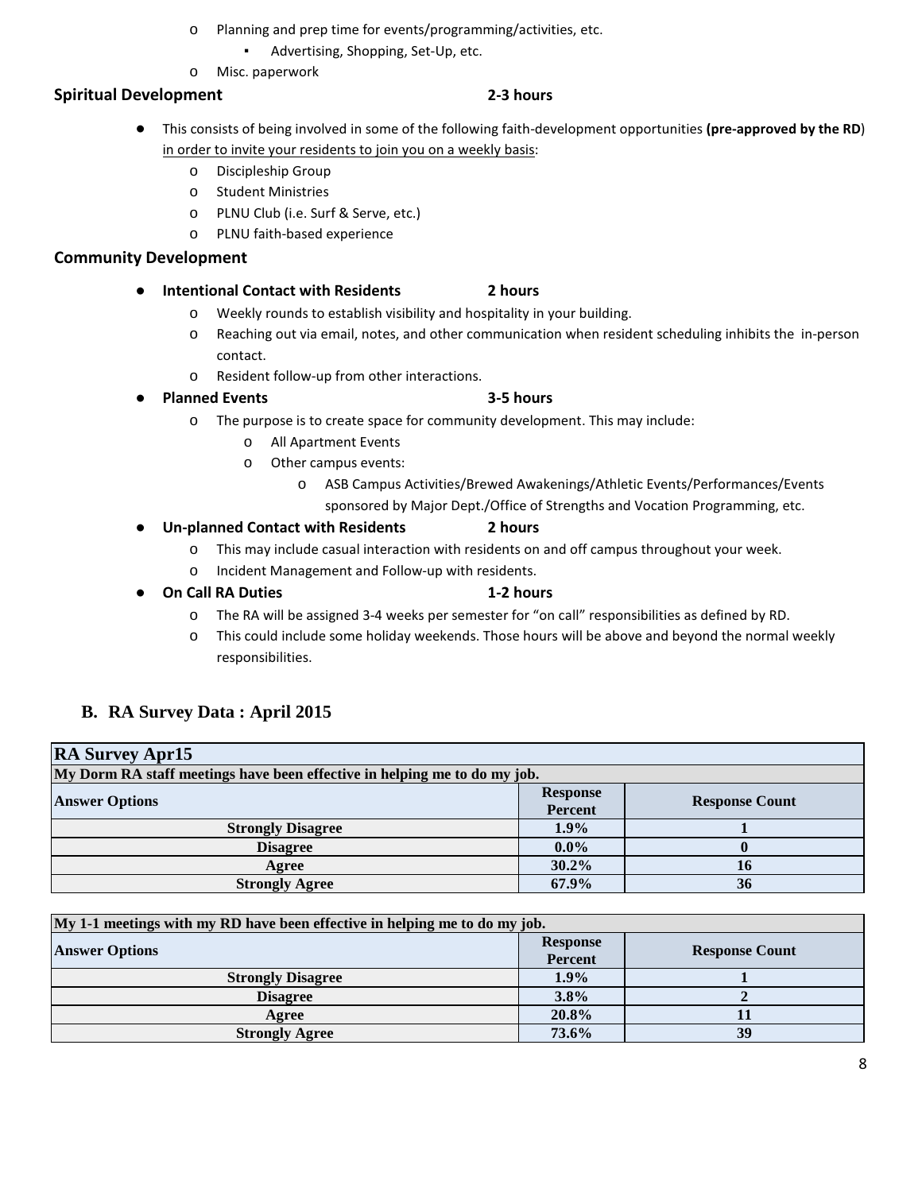- Planning and prep time for events/programming/activities, etc.
  - Advertising, Shopping, Set-Up, etc.
- Misc. paperwork

**Spiritual Development** **2-3 hours**

- This consists of being involved in some of the following faith-development opportunities **(pre-approved by the RD**) in order to invite your residents to join you on a weekly basis:
  - Discipleship Group
  - Student Ministries
  - PLNU Club (i.e. Surf & Serve, etc.)
  - PLNU faith-based experience

**Community Development**

- **Intentional Contact with Residents** **2 hours**
  - Weekly rounds to establish visibility and hospitality in your building.
  - Reaching out via email, notes, and other communication when resident scheduling inhibits the in-person contact.
  - Resident follow-up from other interactions.
- **Planned Events** **3-5 hours**
  - The purpose is to create space for community development. This may include:
    - All Apartment Events
    - Other campus events:
      - ASB Campus Activities/Brewed Awakenings/Athletic Events/Performances/Events sponsored by Major Dept./Office of Strengths and Vocation Programming, etc.
- **Un-planned Contact with Residents** **2 hours**
  - This may include casual interaction with residents on and off campus throughout your week.
  - Incident Management and Follow-up with residents.
- **On Call RA Duties** **1-2 hours**
  - The RA will be assigned 3-4 weeks per semester for "on call" responsibilities as defined by RD.
  - This could include some holiday weekends. Those hours will be above and beyond the normal weekly responsibilities.

## B. RA Survey Data : April 2015

**RA Survey Apr15**

| My Dorm RA staff meetings have been effective in helping me to do my job. | | |
|---|---|---|
| **Answer Options** | **Response Percent** | **Response Count** |
| Strongly Disagree | 1.9% | 1 |
| Disagree | 0.0% | 0 |
| Agree | 30.2% | 16 |
| Strongly Agree | 67.9% | 36 |

| My 1-1 meetings with my RD have been effective in helping me to do my job. | | |
|---|---|---|
| **Answer Options** | **Response Percent** | **Response Count** |
| Strongly Disagree | 1.9% | 1 |
| Disagree | 3.8% | 2 |
| Agree | 20.8% | 11 |
| Strongly Agree | 73.6% | 39 |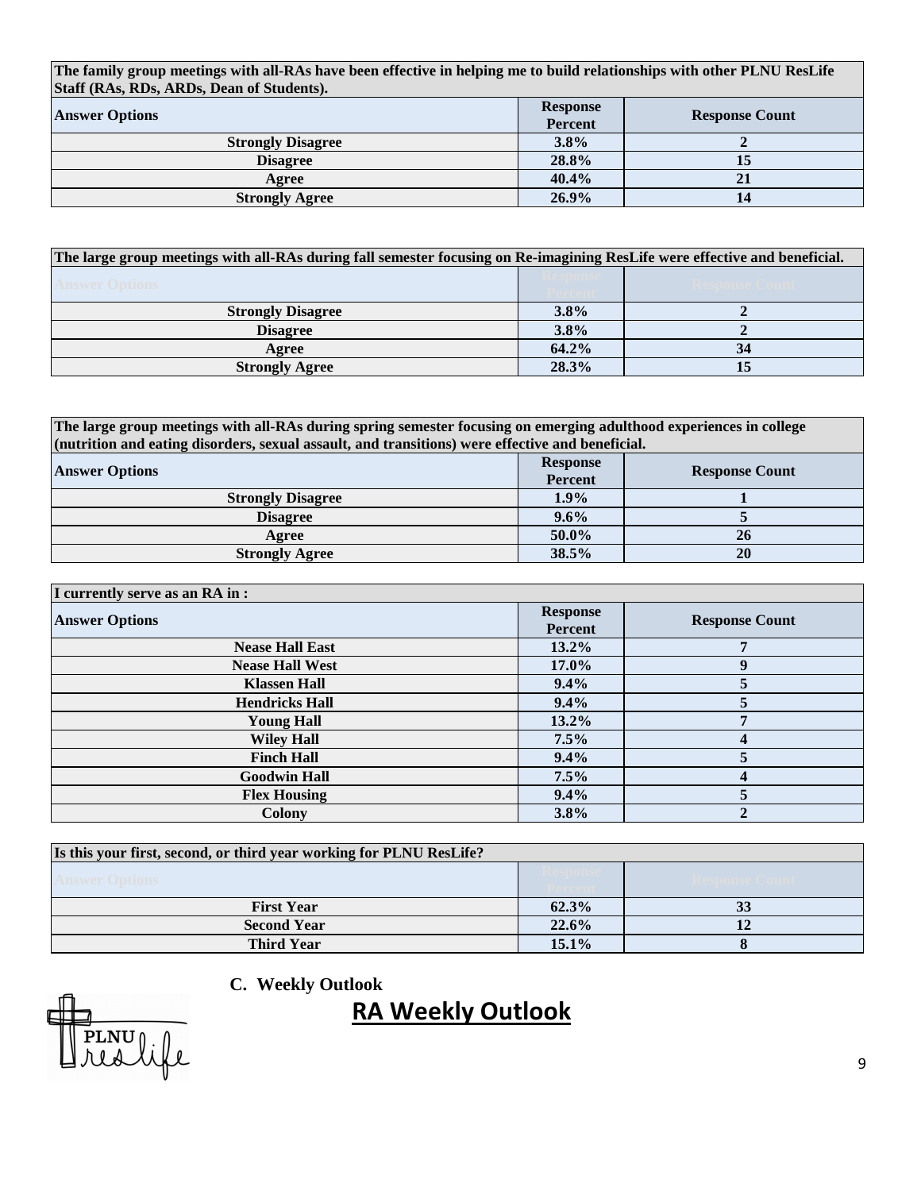| The family group meetings with all-RAs have been effective in helping me to build relationships with other PLNU ResLife Staff (RAs, RDs, ARDs, Dean of Students). | | |
|---|---|---|
| **Answer Options** | **Response Percent** | **Response Count** |
| Strongly Disagree | 3.8% | 2 |
| Disagree | 28.8% | 15 |
| Agree | 40.4% | 21 |
| Strongly Agree | 26.9% | 14 |

| The large group meetings with all-RAs during fall semester focusing on Re-imagining ResLife were effective and beneficial. | | |
|---|---|---|
| **Answer Options** | **Response Percent** | **Response Count** |
| Strongly Disagree | 3.8% | 2 |
| Disagree | 3.8% | 2 |
| Agree | 64.2% | 34 |
| Strongly Agree | 28.3% | 15 |

| The large group meetings with all-RAs during spring semester focusing on emerging adulthood experiences in college (nutrition and eating disorders, sexual assault, and transitions) were effective and beneficial. | | |
|---|---|---|
| **Answer Options** | **Response Percent** | **Response Count** |
| Strongly Disagree | 1.9% | 1 |
| Disagree | 9.6% | 5 |
| Agree | 50.0% | 26 |
| Strongly Agree | 38.5% | 20 |

| I currently serve as an RA in : | | |
|---|---|---|
| **Answer Options** | **Response Percent** | **Response Count** |
| Nease Hall East | 13.2% | 7 |
| Nease Hall West | 17.0% | 9 |
| Klassen Hall | 9.4% | 5 |
| Hendricks Hall | 9.4% | 5 |
| Young Hall | 13.2% | 7 |
| Wiley Hall | 7.5% | 4 |
| Finch Hall | 9.4% | 5 |
| Goodwin Hall | 7.5% | 4 |
| Flex Housing | 9.4% | 5 |
| Colony | 3.8% | 2 |

| Is this your first, second, or third year working for PLNU ResLife? | | |
|---|---|---|
| **Answer Options** | **Response Percent** | **Response Count** |
| First Year | 62.3% | 33 |
| Second Year | 22.6% | 12 |
| Third Year | 15.1% | 8 |

**C. Weekly Outlook**

PLNU reslife

## RA Weekly Outlook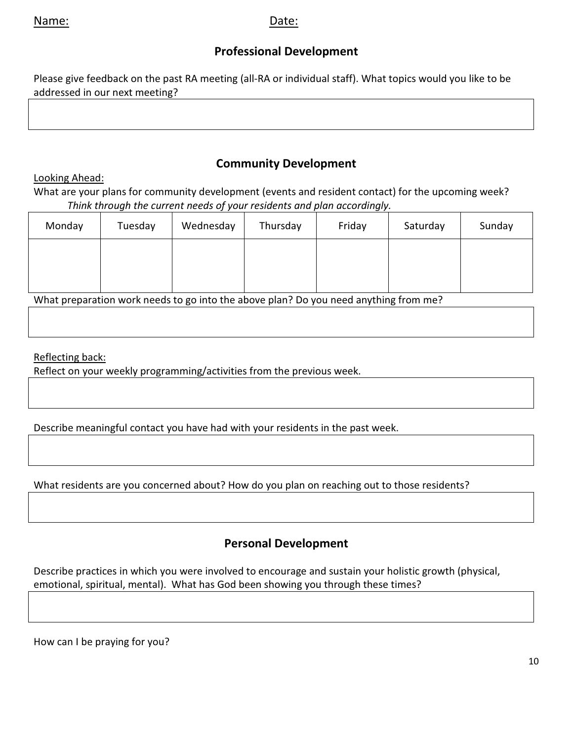Name: Date:

## Professional Development

Please give feedback on the past RA meeting (all-RA or individual staff). What topics would you like to be addressed in our next meeting?

## Community Development

Looking Ahead:

What are your plans for community development (events and resident contact) for the upcoming week?

*Think through the current needs of your residents and plan accordingly.*

| Monday | Tuesday | Wednesday | Thursday | Friday | Saturday | Sunday |
|---|---|---|---|---|---|---|
| | | | | | | |

What preparation work needs to go into the above plan? Do you need anything from me?

Reflecting back:

Reflect on your weekly programming/activities from the previous week.

Describe meaningful contact you have had with your residents in the past week.

What residents are you concerned about? How do you plan on reaching out to those residents?

## Personal Development

Describe practices in which you were involved to encourage and sustain your holistic growth (physical, emotional, spiritual, mental). What has God been showing you through these times?

How can I be praying for you?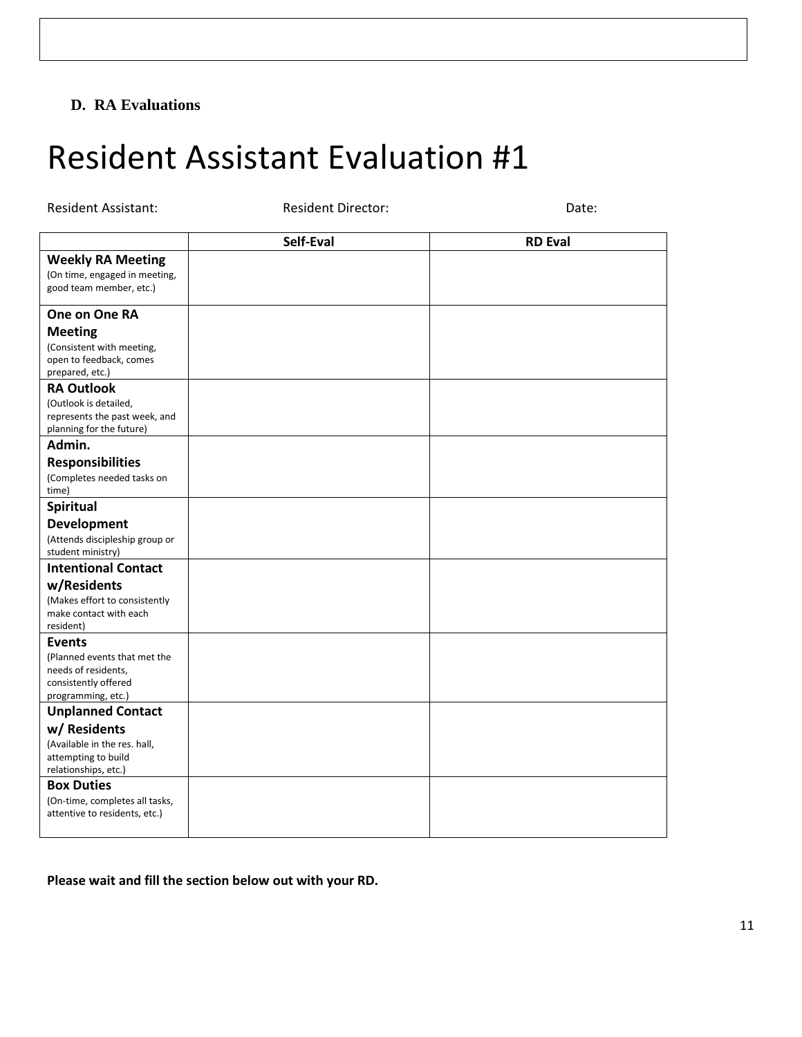### D. RA Evaluations

# Resident Assistant Evaluation #1

Resident Assistant: Resident Director: Date:

| | Self-Eval | RD Eval |
|---|---|---|
| **Weekly RA Meeting** (On time, engaged in meeting, good team member, etc.) | | |
| **One on One RA Meeting** (Consistent with meeting, open to feedback, comes prepared, etc.) | | |
| **RA Outlook** (Outlook is detailed, represents the past week, and planning for the future) | | |
| **Admin. Responsibilities** (Completes needed tasks on time) | | |
| **Spiritual Development** (Attends discipleship group or student ministry) | | |
| **Intentional Contact w/Residents** (Makes effort to consistently make contact with each resident) | | |
| **Events** (Planned events that met the needs of residents, consistently offered programming, etc.) | | |
| **Unplanned Contact w/ Residents** (Available in the res. hall, attempting to build relationships, etc.) | | |
| **Box Duties** (On-time, completes all tasks, attentive to residents, etc.) | | |

**Please wait and fill the section below out with your RD.**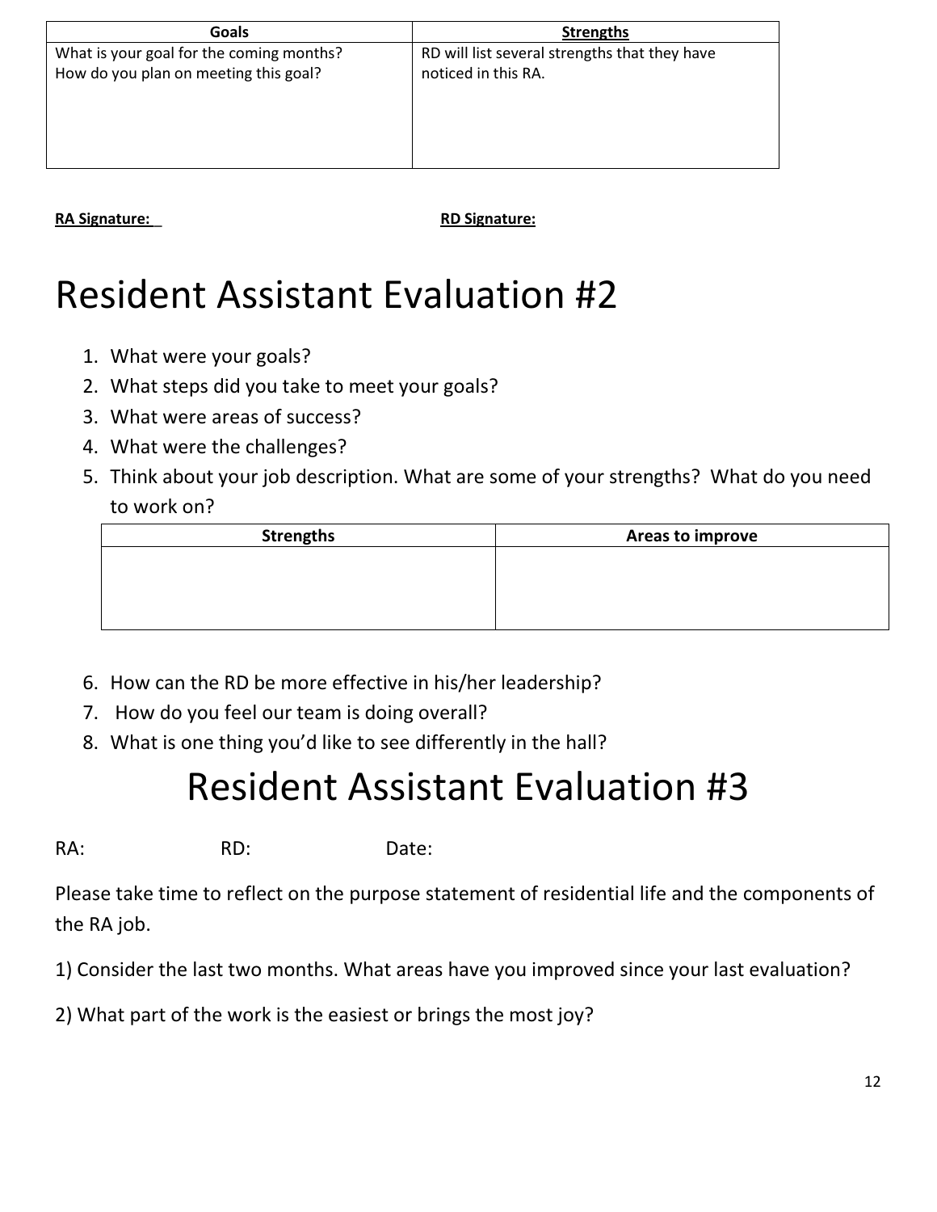| Goals | **Strengths** |
| --- | --- |
| What is your goal for the coming months?<br>How do you plan on meeting this goal? | RD will list several strengths that they have noticed in this RA. |

**RA Signature:\_** **RD Signature:**

# Resident Assistant Evaluation #2

1. What were your goals?
2. What steps did you take to meet your goals?
3. What were areas of success?
4. What were the challenges?
5. Think about your job description. What are some of your strengths? What do you need to work on?

| Strengths | Areas to improve |
| --- | --- |
| | |

6. How can the RD be more effective in his/her leadership?
7. How do you feel our team is doing overall?
8. What is one thing you'd like to see differently in the hall?

# Resident Assistant Evaluation #3

RA: RD: Date:

Please take time to reflect on the purpose statement of residential life and the components of the RA job.

1) Consider the last two months. What areas have you improved since your last evaluation?

2) What part of the work is the easiest or brings the most joy?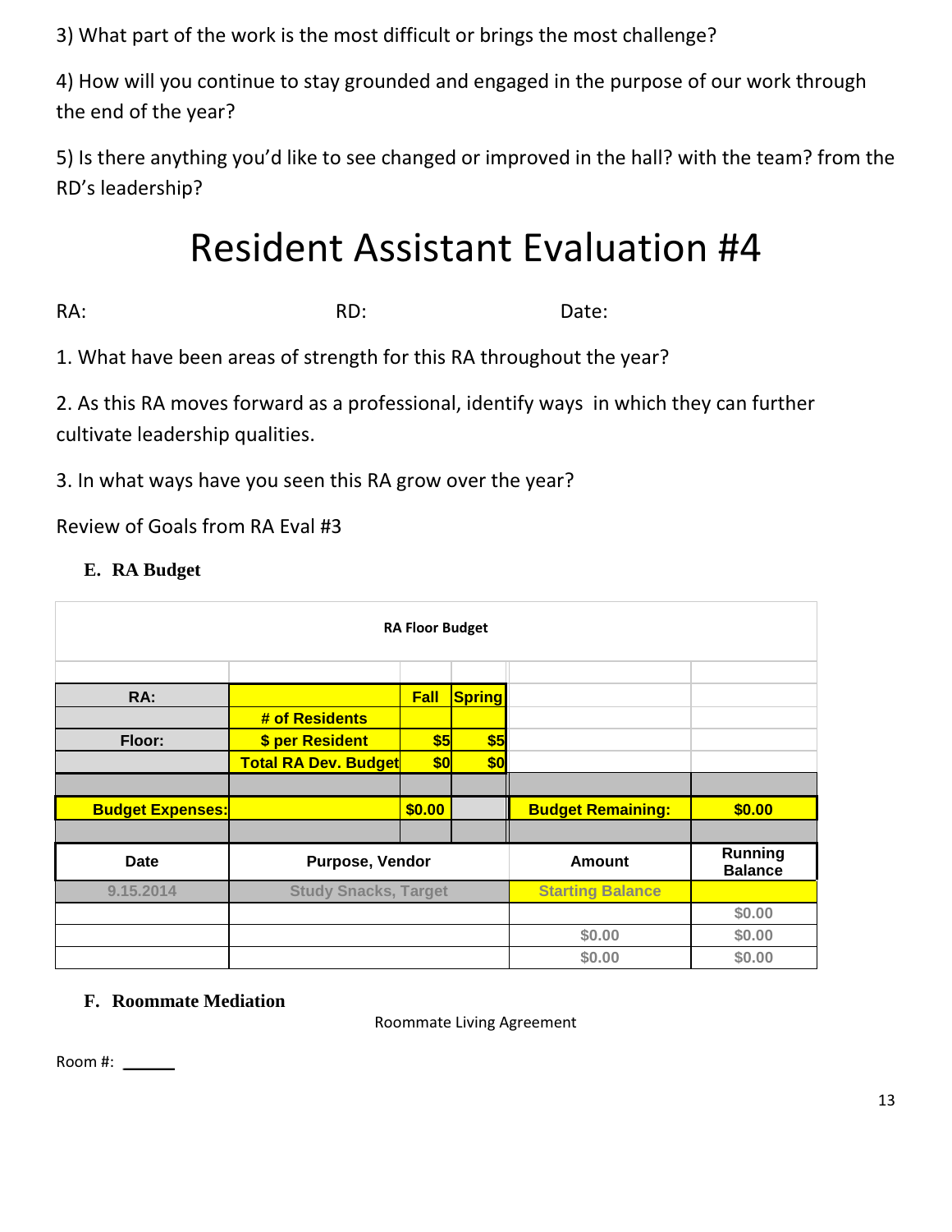3) What part of the work is the most difficult or brings the most challenge?

4) How will you continue to stay grounded and engaged in the purpose of our work through the end of the year?

5) Is there anything you'd like to see changed or improved in the hall? with the team? from the RD's leadership?

# Resident Assistant Evaluation #4

RA: RD: Date:

1. What have been areas of strength for this RA throughout the year?

2. As this RA moves forward as a professional, identify ways in which they can further cultivate leadership qualities.

3. In what ways have you seen this RA grow over the year?

Review of Goals from RA Eval #3

### E. RA Budget

**RA Floor Budget**

| | | | | | |
|---|---|---|---|---|---|
| **RA:** | | **Fall** | **Spring** | | |
| | **# of Residents** | | | | |
| **Floor:** | **$ per Resident** | **$5** | **$5** | | |
| | **Total RA Dev. Budget** | **$0** | **$0** | | |
| | | | | | |
| **Budget Expenses:** | | **$0.00** | | **Budget Remaining:** | **$0.00** |
| | | | | | |

| Date | Purpose, Vendor | Amount | Running Balance |
|---|---|---|---|
| 9.15.2014 | Study Snacks, Target | Starting Balance | |
| | | | $0.00 |
| | | $0.00 | $0.00 |
| | | $0.00 | $0.00 |

### F. Roommate Mediation

Roommate Living Agreement

Room #: ______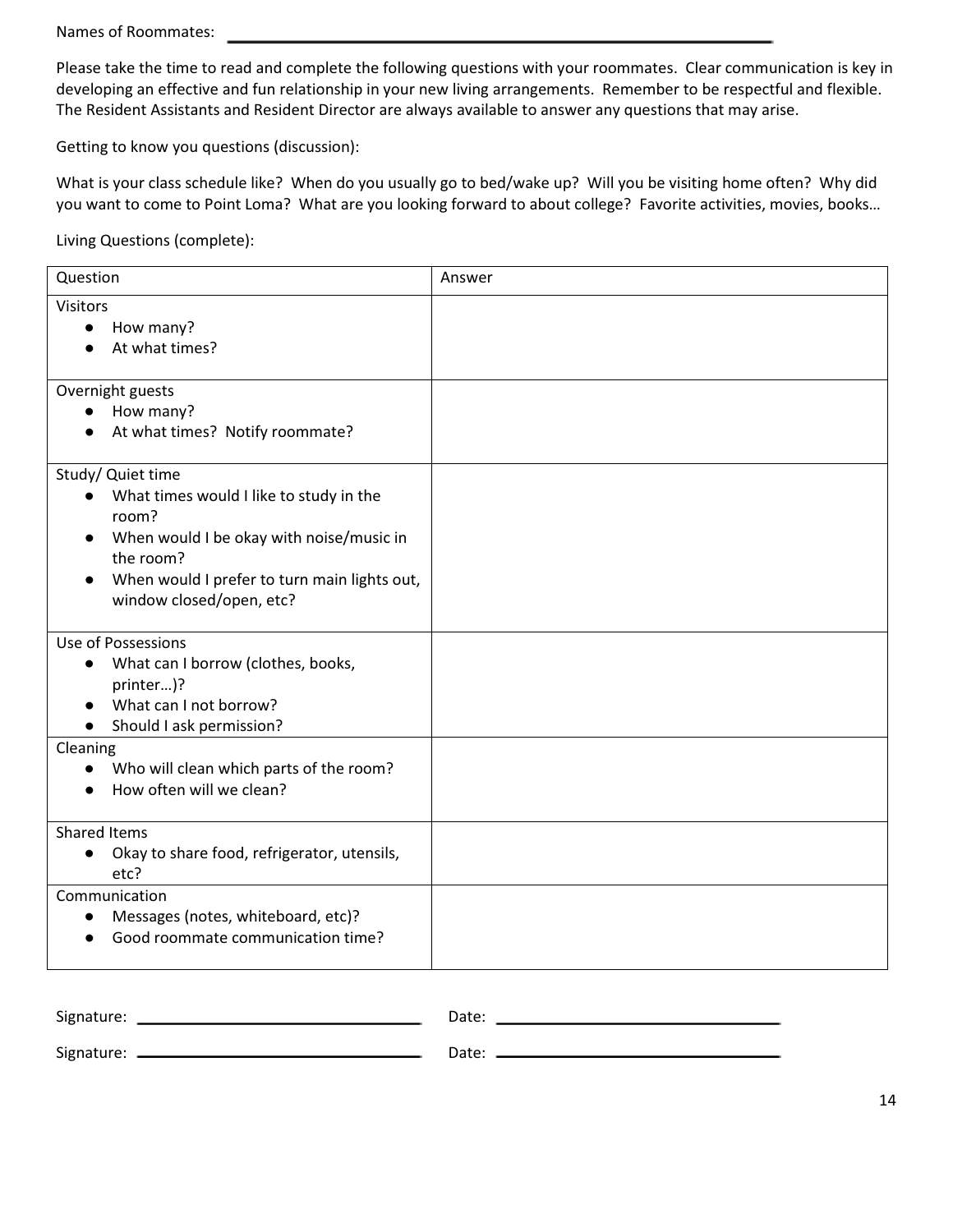Names of Roommates: \_\_\_\_\_\_\_\_\_\_\_\_\_\_\_\_\_\_\_\_\_\_\_\_\_\_\_\_\_\_\_\_\_\_\_\_\_\_\_\_\_\_\_\_\_\_\_\_

Please take the time to read and complete the following questions with your roommates. Clear communication is key in developing an effective and fun relationship in your new living arrangements. Remember to be respectful and flexible. The Resident Assistants and Resident Director are always available to answer any questions that may arise.

Getting to know you questions (discussion):

What is your class schedule like? When do you usually go to bed/wake up? Will you be visiting home often? Why did you want to come to Point Loma? What are you looking forward to about college? Favorite activities, movies, books…

Living Questions (complete):

| Question | Answer |
| --- | --- |
| Visitors<br>• How many?<br>• At what times? | |
| Overnight guests<br>• How many?<br>• At what times? Notify roommate? | |
| Study/ Quiet time<br>• What times would I like to study in the room?<br>• When would I be okay with noise/music in the room?<br>• When would I prefer to turn main lights out, window closed/open, etc? | |
| Use of Possessions<br>• What can I borrow (clothes, books, printer…)?<br>• What can I not borrow?<br>• Should I ask permission? | |
| Cleaning<br>• Who will clean which parts of the room?<br>• How often will we clean? | |
| Shared Items<br>• Okay to share food, refrigerator, utensils, etc? | |
| Communication<br>• Messages (notes, whiteboard, etc)?<br>• Good roommate communication time? | |

Signature: \_\_\_\_\_\_\_\_\_\_\_\_\_\_\_\_\_\_\_\_\_\_\_\_\_\_\_\_ Date: \_\_\_\_\_\_\_\_\_\_\_\_\_\_\_\_\_\_\_\_\_\_\_\_\_\_\_\_

Signature: \_\_\_\_\_\_\_\_\_\_\_\_\_\_\_\_\_\_\_\_\_\_\_\_\_\_\_\_ Date: \_\_\_\_\_\_\_\_\_\_\_\_\_\_\_\_\_\_\_\_\_\_\_\_\_\_\_\_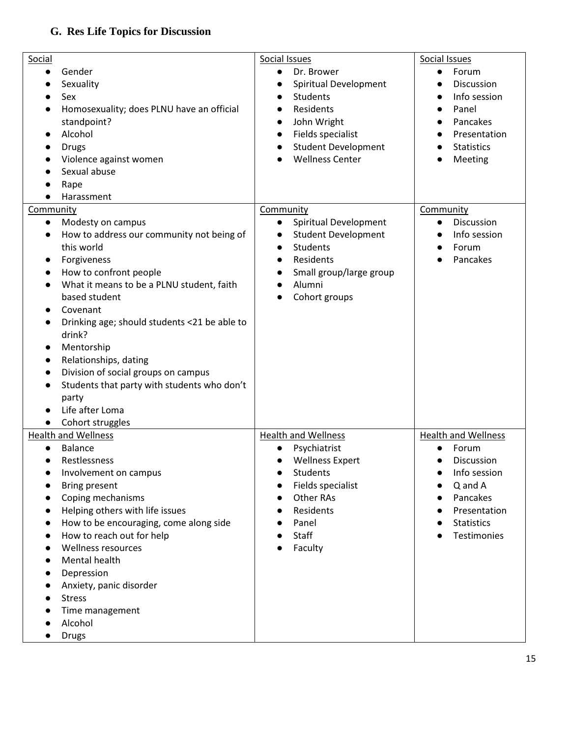### G. Res Life Topics for Discussion

| | | |
|---|---|---|
| Social<br>• Gender<br>• Sexuality<br>• Sex<br>• Homosexuality; does PLNU have an official standpoint?<br>• Alcohol<br>• Drugs<br>• Violence against women<br>• Sexual abuse<br>• Rape<br>• Harassment | Social Issues<br>• Dr. Brower<br>• Spiritual Development<br>• Students<br>• Residents<br>• John Wright<br>• Fields specialist<br>• Student Development<br>• Wellness Center | Social Issues<br>• Forum<br>• Discussion<br>• Info session<br>• Panel<br>• Pancakes<br>• Presentation<br>• Statistics<br>• Meeting |
| Community<br>• Modesty on campus<br>• How to address our community not being of this world<br>• Forgiveness<br>• How to confront people<br>• What it means to be a PLNU student, faith based student<br>• Covenant<br>• Drinking age; should students <21 be able to drink?<br>• Mentorship<br>• Relationships, dating<br>• Division of social groups on campus<br>• Students that party with students who don't party<br>• Life after Loma<br>• Cohort struggles | Community<br>• Spiritual Development<br>• Student Development<br>• Students<br>• Residents<br>• Small group/large group<br>• Alumni<br>• Cohort groups | Community<br>• Discussion<br>• Info session<br>• Forum<br>• Pancakes |
| Health and Wellness<br>• Balance<br>• Restlessness<br>• Involvement on campus<br>• Bring present<br>• Coping mechanisms<br>• Helping others with life issues<br>• How to be encouraging, come along side<br>• How to reach out for help<br>• Wellness resources<br>• Mental health<br>• Depression<br>• Anxiety, panic disorder<br>• Stress<br>• Time management<br>• Alcohol<br>• Drugs | Health and Wellness<br>• Psychiatrist<br>• Wellness Expert<br>• Students<br>• Fields specialist<br>• Other RAs<br>• Residents<br>• Panel<br>• Staff<br>• Faculty | Health and Wellness<br>• Forum<br>• Discussion<br>• Info session<br>• Q and A<br>• Pancakes<br>• Presentation<br>• Statistics<br>• Testimonies |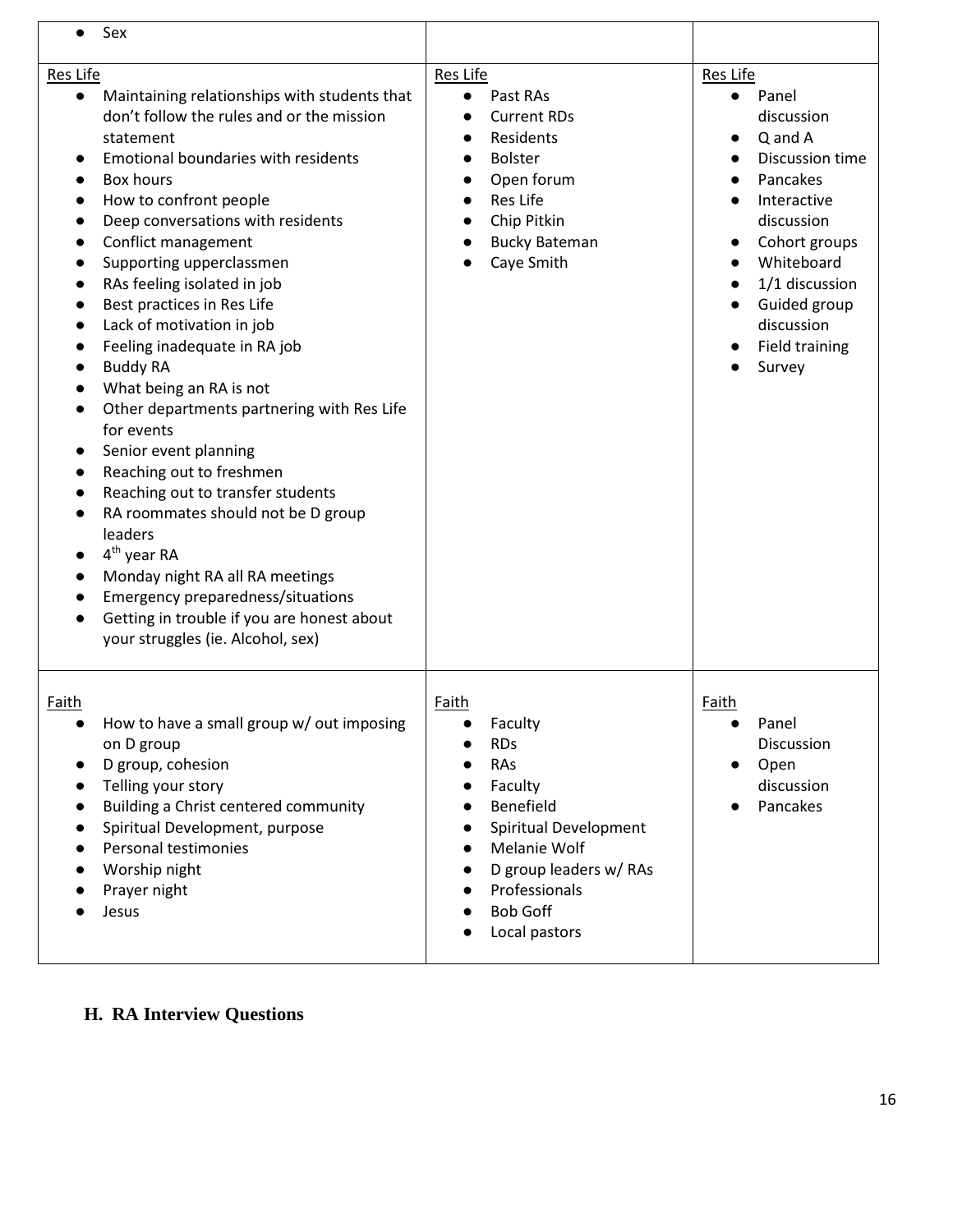| | | |
|---|---|---|
| <ul><li>Sex</li></ul> | | |
| Res Life<ul><li>Maintaining relationships with students that don't follow the rules and or the mission statement</li><li>Emotional boundaries with residents</li><li>Box hours</li><li>How to confront people</li><li>Deep conversations with residents</li><li>Conflict management</li><li>Supporting upperclassmen</li><li>RAs feeling isolated in job</li><li>Best practices in Res Life</li><li>Lack of motivation in job</li><li>Feeling inadequate in RA job</li><li>Buddy RA</li><li>What being an RA is not</li><li>Other departments partnering with Res Life for events</li><li>Senior event planning</li><li>Reaching out to freshmen</li><li>Reaching out to transfer students</li><li>RA roommates should not be D group leaders</li><li>4th year RA</li><li>Monday night RA all RA meetings</li><li>Emergency preparedness/situations</li><li>Getting in trouble if you are honest about your struggles (ie. Alcohol, sex)</li></ul> | Res Life<ul><li>Past RAs</li><li>Current RDs</li><li>Residents</li><li>Bolster</li><li>Open forum</li><li>Res Life</li><li>Chip Pitkin</li><li>Bucky Bateman</li><li>Caye Smith</li></ul> | Res Life<ul><li>Panel discussion</li><li>Q and A</li><li>Discussion time</li><li>Pancakes</li><li>Interactive discussion</li><li>Cohort groups</li><li>Whiteboard</li><li>1/1 discussion</li><li>Guided group discussion</li><li>Field training</li><li>Survey</li></ul> |
| Faith<ul><li>How to have a small group w/ out imposing on D group</li><li>D group, cohesion</li><li>Telling your story</li><li>Building a Christ centered community</li><li>Spiritual Development, purpose</li><li>Personal testimonies</li><li>Worship night</li><li>Prayer night</li><li>Jesus</li></ul> | Faith<ul><li>Faculty</li><li>RDs</li><li>RAs</li><li>Faculty</li><li>Benefield</li><li>Spiritual Development</li><li>Melanie Wolf</li><li>D group leaders w/ RAs</li><li>Professionals</li><li>Bob Goff</li><li>Local pastors</li></ul> | Faith<ul><li>Panel Discussion</li><li>Open discussion</li><li>Pancakes</li></ul> |

## H. RA Interview Questions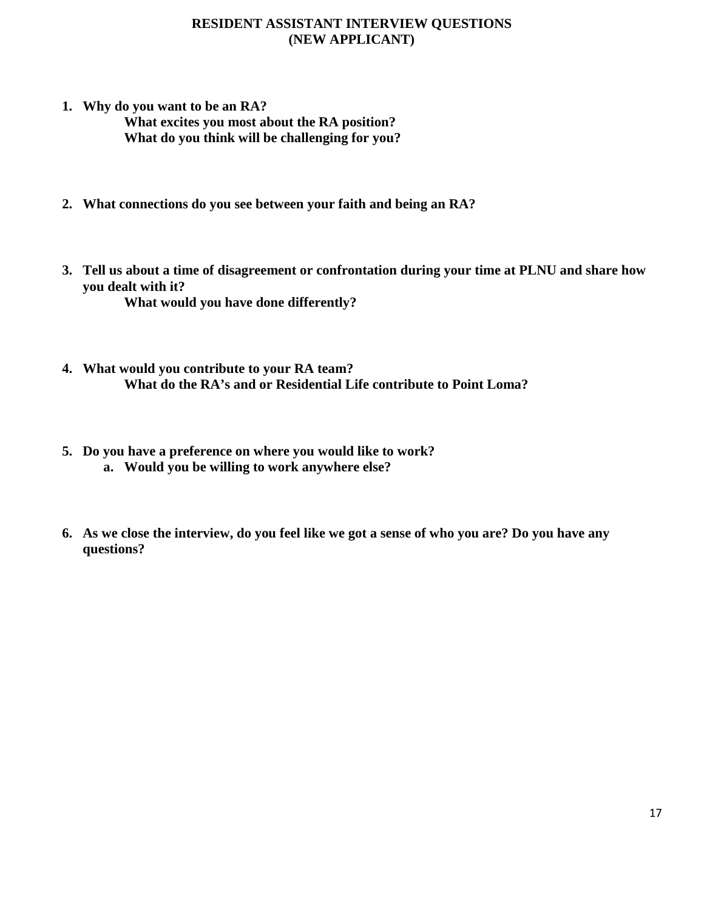# RESIDENT ASSISTANT INTERVIEW QUESTIONS
# (NEW APPLICANT)

1. **Why do you want to be an RA?**
   **What excites you most about the RA position?**
   **What do you think will be challenging for you?**

2. **What connections do you see between your faith and being an RA?**

3. **Tell us about a time of disagreement or confrontation during your time at PLNU and share how you dealt with it?**
   **What would you have done differently?**

4. **What would you contribute to your RA team?**
   **What do the RA's and or Residential Life contribute to Point Loma?**

5. **Do you have a preference on where you would like to work?**
   a. **Would you be willing to work anywhere else?**

6. **As we close the interview, do you feel like we got a sense of who you are? Do you have any questions?**